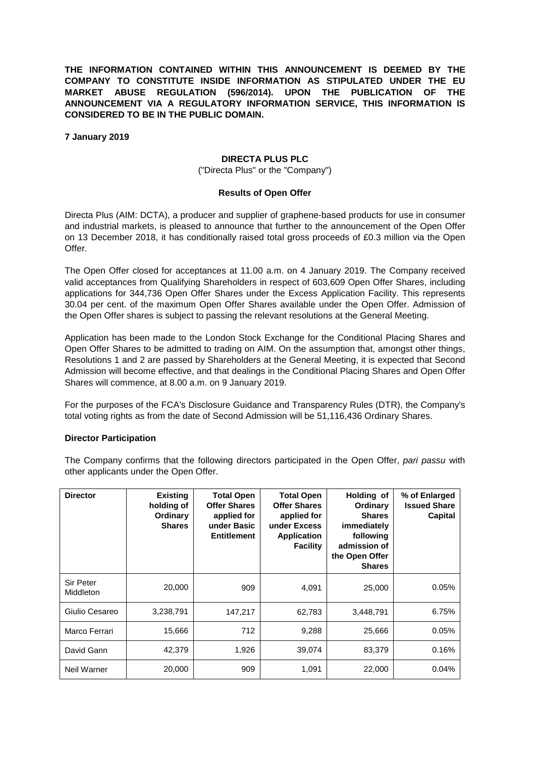**THE INFORMATION CONTAINED WITHIN THIS ANNOUNCEMENT IS DEEMED BY THE COMPANY TO CONSTITUTE INSIDE INFORMATION AS STIPULATED UNDER THE EU MARKET ABUSE REGULATION (596/2014). UPON THE PUBLICATION OF THE ANNOUNCEMENT VIA A REGULATORY INFORMATION SERVICE, THIS INFORMATION IS CONSIDERED TO BE IN THE PUBLIC DOMAIN.**

**7 January 2019**

**DIRECTA PLUS PLC**

("Directa Plus" or the "Company")

**Results of Open Offer**

Directa Plus (AIM: DCTA), a producer and supplier of graphene-based products for use in consumer and industrial markets, is pleased to announce that further to the announcement of the Open Offer on 13 December 2018, it has conditionally raised total gross proceeds of £0.3 million via the Open Offer.

The Open Offer closed for acceptances at 11.00 a.m. on 4 January 2019. The Company received valid acceptances from Qualifying Shareholders in respect of 603,609 Open Offer Shares, including applications for 344,736 Open Offer Shares under the Excess Application Facility. This represents 30.04 per cent. of the maximum Open Offer Shares available under the Open Offer. Admission of the Open Offer shares is subject to passing the relevant resolutions at the General Meeting.

Application has been made to the London Stock Exchange for the Conditional Placing Shares and Open Offer Shares to be admitted to trading on AIM. On the assumption that, amongst other things, Resolutions 1 and 2 are passed by Shareholders at the General Meeting, it is expected that Second Admission will become effective, and that dealings in the Conditional Placing Shares and Open Offer Shares will commence, at 8.00 a.m. on 9 January 2019.

For the purposes of the FCA's Disclosure Guidance and Transparency Rules (DTR), the Company's total voting rights as from the date of Second Admission will be 51,116,436 Ordinary Shares.

**Director Participation**

The Company confirms that the following directors participated in the Open Offer, *pari passu* with other applicants under the Open Offer.

| Director | Existing holding of Ordinary Shares | Total Open Offer Shares applied for under Basic Entitlement | Total Open Offer Shares applied for under Excess Application Facility | Holding of Ordinary Shares immediately following admission of the Open Offer Shares | % of Enlarged Issued Share Capital |
|---|---|---|---|---|---|
| Sir Peter Middleton | 20,000 | 909 | 4,091 | 25,000 | 0.05% |
| Giulio Cesareo | 3,238,791 | 147,217 | 62,783 | 3,448,791 | 6.75% |
| Marco Ferrari | 15,666 | 712 | 9,288 | 25,666 | 0.05% |
| David Gann | 42,379 | 1,926 | 39,074 | 83,379 | 0.16% |
| Neil Warner | 20,000 | 909 | 1,091 | 22,000 | 0.04% |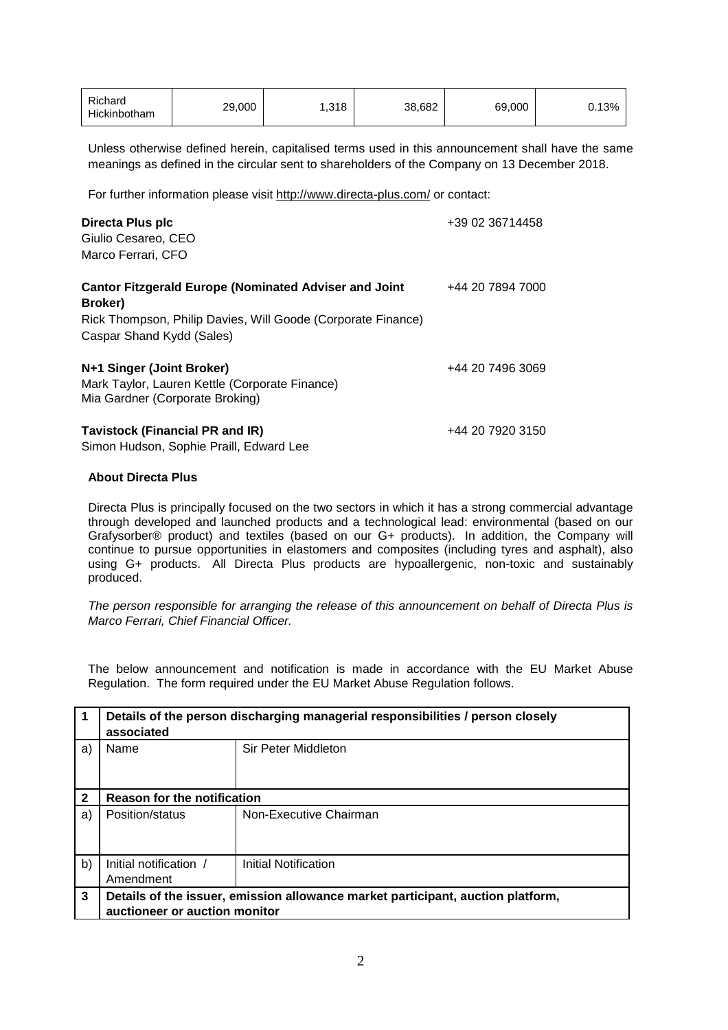| Richard Hickinbotham | 29,000 | 1,318 | 38,682 | 69,000 | 0.13% |
|---|---|---|---|---|---|

Unless otherwise defined herein, capitalised terms used in this announcement shall have the same meanings as defined in the circular sent to shareholders of the Company on 13 December 2018.

For further information please visit http://www.directa-plus.com/ or contact:

| | |
|---|---|
| **Directa Plus plc**<br>Giulio Cesareo, CEO<br>Marco Ferrari, CFO | +39 02 36714458 |
| **Cantor Fitzgerald Europe (Nominated Adviser and Joint Broker)**<br>Rick Thompson, Philip Davies, Will Goode (Corporate Finance)<br>Caspar Shand Kydd (Sales) | +44 20 7894 7000 |
| **N+1 Singer (Joint Broker)**<br>Mark Taylor, Lauren Kettle (Corporate Finance)<br>Mia Gardner (Corporate Broking) | +44 20 7496 3069 |
| **Tavistock (Financial PR and IR)**<br>Simon Hudson, Sophie Praill, Edward Lee | +44 20 7920 3150 |

**About Directa Plus**

Directa Plus is principally focused on the two sectors in which it has a strong commercial advantage through developed and launched products and a technological lead: environmental (based on our Grafysorber® product) and textiles (based on our G+ products). In addition, the Company will continue to pursue opportunities in elastomers and composites (including tyres and asphalt), also using G+ products. All Directa Plus products are hypoallergenic, non-toxic and sustainably produced.

*The person responsible for arranging the release of this announcement on behalf of Directa Plus is Marco Ferrari, Chief Financial Officer.*

The below announcement and notification is made in accordance with the EU Market Abuse Regulation. The form required under the EU Market Abuse Regulation follows.

| **1** | **Details of the person discharging managerial responsibilities / person closely associated** | |
|---|---|---|
| a) | Name | Sir Peter Middleton |
| **2** | **Reason for the notification** | |
| a) | Position/status | Non-Executive Chairman |
| b) | Initial notification / Amendment | Initial Notification |
| **3** | **Details of the issuer, emission allowance market participant, auction platform, auctioneer or auction monitor** | |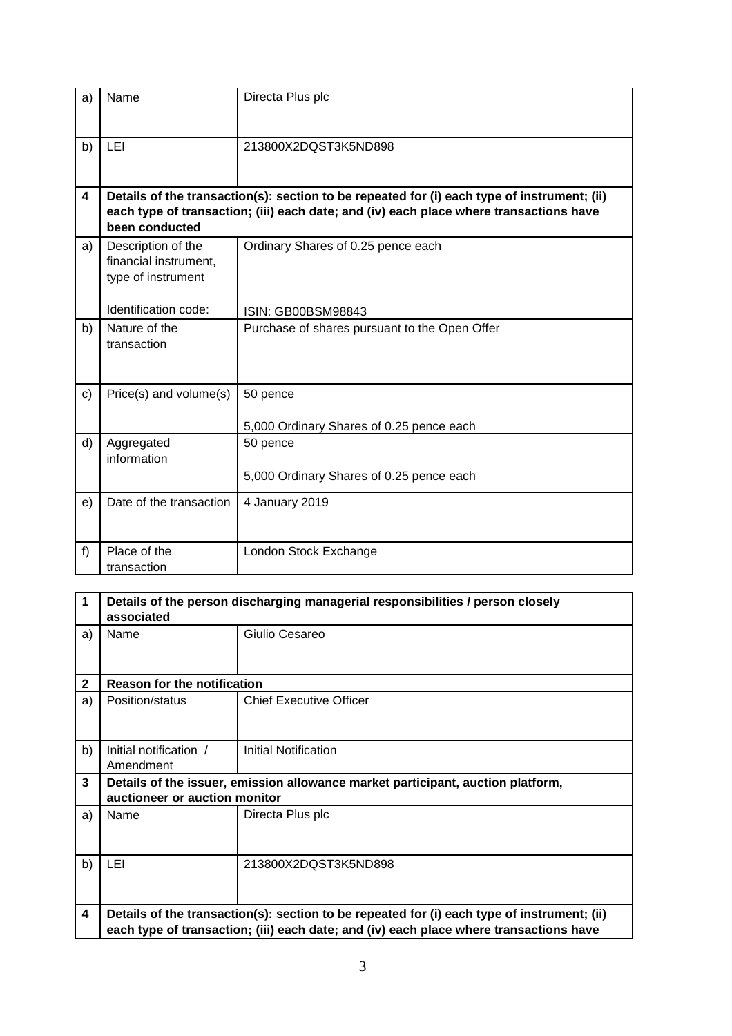| | | |
|---|---|---|
| a) | Name | Directa Plus plc |
| b) | LEI | 213800X2DQST3K5ND898 |
| **4** | **Details of the transaction(s): section to be repeated for (i) each type of instrument; (ii) each type of transaction; (iii) each date; and (iv) each place where transactions have been conducted** | |
| a) | Description of the financial instrument, type of instrument<br><br>Identification code: | Ordinary Shares of 0.25 pence each<br><br>ISIN: GB00BSM98843 |
| b) | Nature of the transaction | Purchase of shares pursuant to the Open Offer |
| c) | Price(s) and volume(s) | 50 pence<br><br>5,000 Ordinary Shares of 0.25 pence each |
| d) | Aggregated information | 50 pence<br><br>5,000 Ordinary Shares of 0.25 pence each |
| e) | Date of the transaction | 4 January 2019 |
| f) | Place of the transaction | London Stock Exchange |

| | | |
|---|---|---|
| **1** | **Details of the person discharging managerial responsibilities / person closely associated** | |
| a) | Name | Giulio Cesareo |
| **2** | **Reason for the notification** | |
| a) | Position/status | Chief Executive Officer |
| b) | Initial notification / Amendment | Initial Notification |
| **3** | **Details of the issuer, emission allowance market participant, auction platform, auctioneer or auction monitor** | |
| a) | Name | Directa Plus plc |
| b) | LEI | 213800X2DQST3K5ND898 |
| **4** | **Details of the transaction(s): section to be repeated for (i) each type of instrument; (ii) each type of transaction; (iii) each date; and (iv) each place where transactions have** | |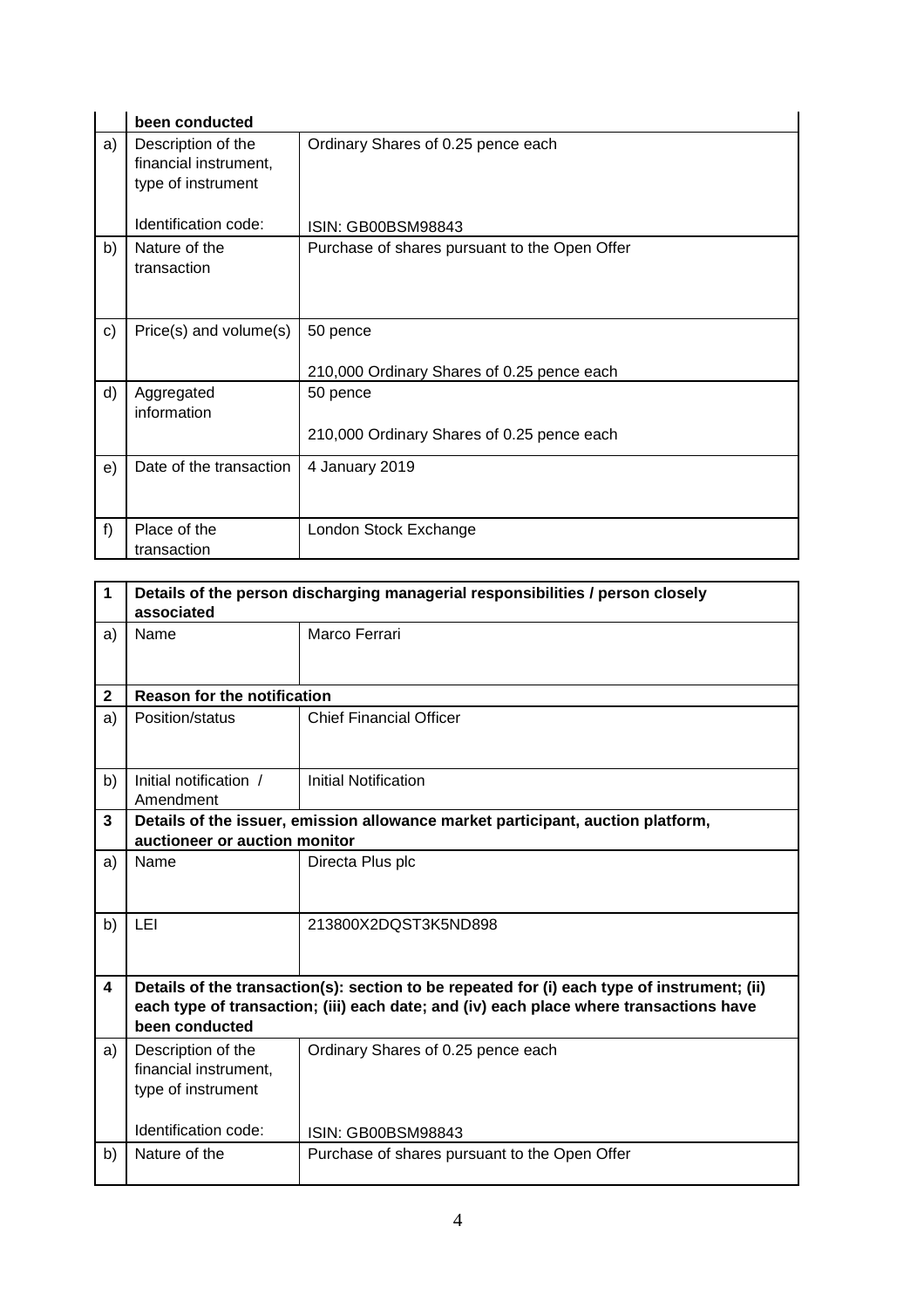| | been conducted | |
|---|---|---|
| a) | Description of the financial instrument, type of instrument<br><br>Identification code: | Ordinary Shares of 0.25 pence each<br><br>ISIN: GB00BSM98843 |
| b) | Nature of the transaction | Purchase of shares pursuant to the Open Offer |
| c) | Price(s) and volume(s) | 50 pence<br><br>210,000 Ordinary Shares of 0.25 pence each |
| d) | Aggregated information | 50 pence<br><br>210,000 Ordinary Shares of 0.25 pence each |
| e) | Date of the transaction | 4 January 2019 |
| f) | Place of the transaction | London Stock Exchange |

| 1 | **Details of the person discharging managerial responsibilities / person closely associated** | |
|---|---|---|
| a) | Name | Marco Ferrari |
| **2** | **Reason for the notification** | |
| a) | Position/status | Chief Financial Officer |
| b) | Initial notification / Amendment | Initial Notification |
| **3** | **Details of the issuer, emission allowance market participant, auction platform, auctioneer or auction monitor** | |
| a) | Name | Directa Plus plc |
| b) | LEI | 213800X2DQST3K5ND898 |
| **4** | **Details of the transaction(s): section to be repeated for (i) each type of instrument; (ii) each type of transaction; (iii) each date; and (iv) each place where transactions have been conducted** | |
| a) | Description of the financial instrument, type of instrument<br><br>Identification code: | Ordinary Shares of 0.25 pence each<br><br>ISIN: GB00BSM98843 |
| b) | Nature of the | Purchase of shares pursuant to the Open Offer |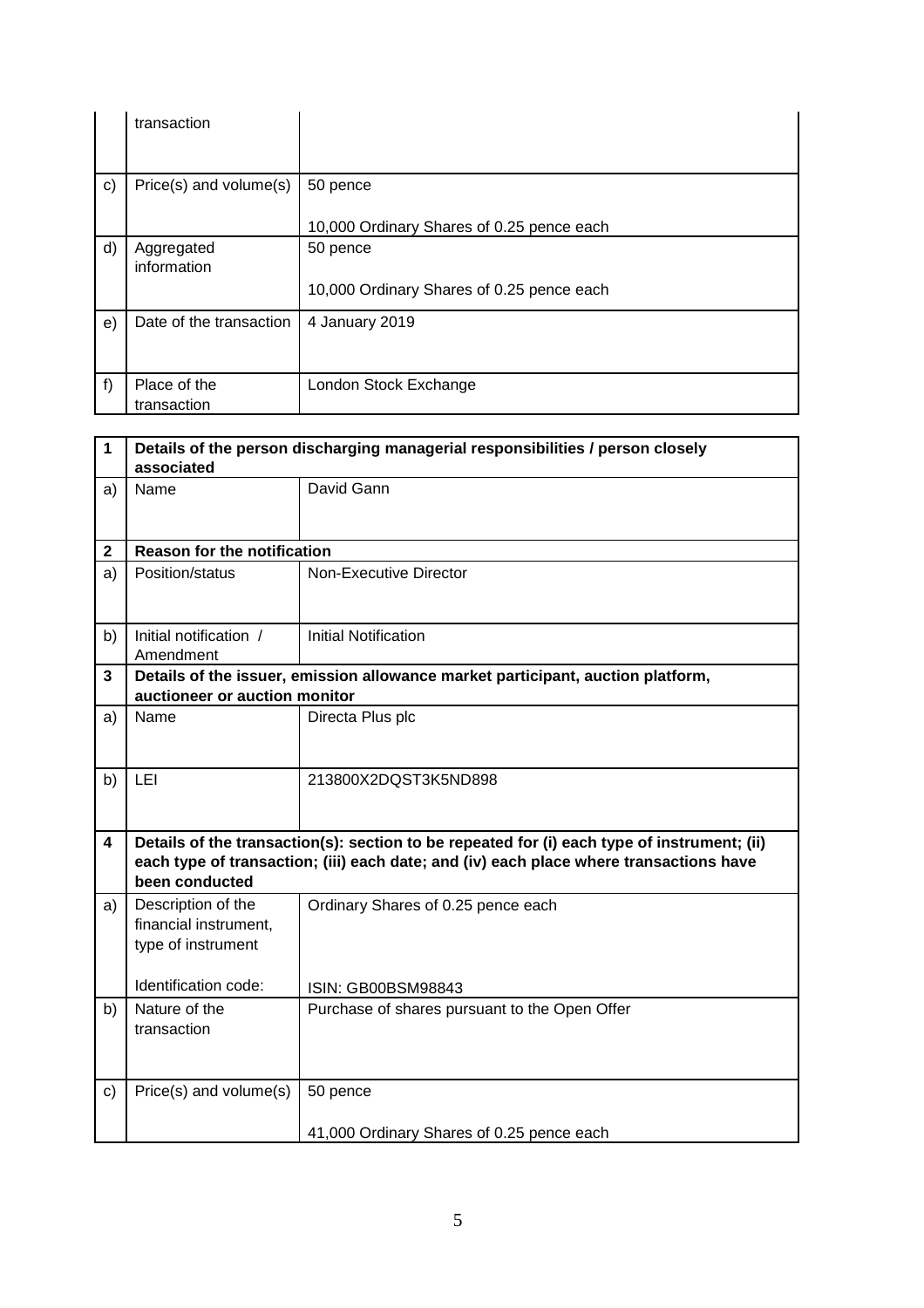| | | |
|---|---|---|
| | transaction | |
| c) | Price(s) and volume(s) | 50 pence<br><br>10,000 Ordinary Shares of 0.25 pence each |
| d) | Aggregated information | 50 pence<br><br>10,000 Ordinary Shares of 0.25 pence each |
| e) | Date of the transaction | 4 January 2019 |
| f) | Place of the transaction | London Stock Exchange |

| | | |
|---|---|---|
| **1** | **Details of the person discharging managerial responsibilities / person closely associated** | |
| a) | Name | David Gann |
| **2** | **Reason for the notification** | |
| a) | Position/status | Non-Executive Director |
| b) | Initial notification / Amendment | Initial Notification |
| **3** | **Details of the issuer, emission allowance market participant, auction platform, auctioneer or auction monitor** | |
| a) | Name | Directa Plus plc |
| b) | LEI | 213800X2DQST3K5ND898 |
| **4** | **Details of the transaction(s): section to be repeated for (i) each type of instrument; (ii) each type of transaction; (iii) each date; and (iv) each place where transactions have been conducted** | |
| a) | Description of the financial instrument, type of instrument<br><br>Identification code: | Ordinary Shares of 0.25 pence each<br><br>ISIN: GB00BSM98843 |
| b) | Nature of the transaction | Purchase of shares pursuant to the Open Offer |
| c) | Price(s) and volume(s) | 50 pence<br><br>41,000 Ordinary Shares of 0.25 pence each |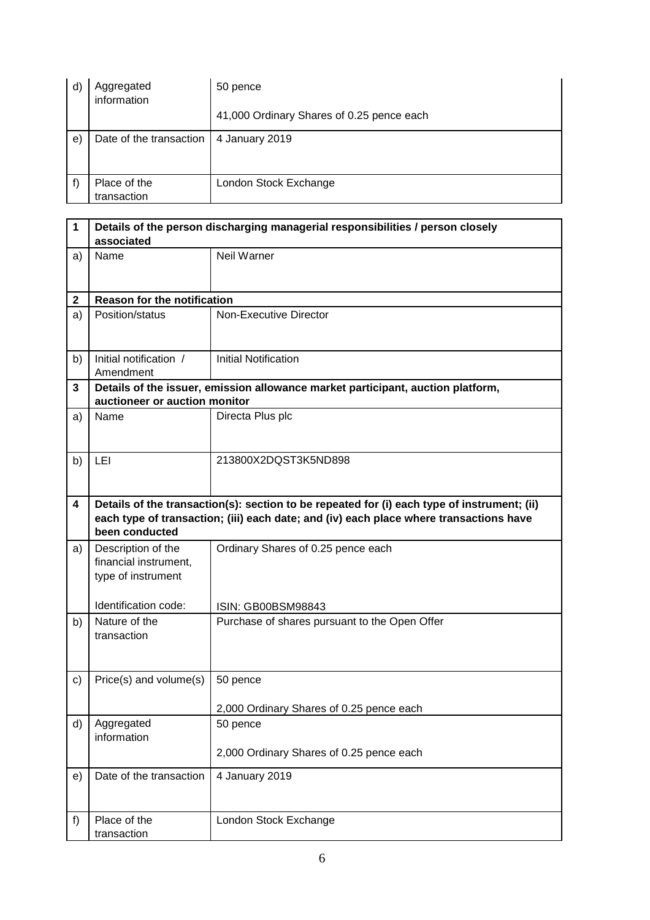| | | |
|---|---|---|
| d) | Aggregated information | 50 pence<br><br>41,000 Ordinary Shares of 0.25 pence each |
| e) | Date of the transaction | 4 January 2019 |
| f) | Place of the transaction | London Stock Exchange |

| | | |
|---|---|---|
| **1** | **Details of the person discharging managerial responsibilities / person closely associated** | |
| a) | Name | Neil Warner |
| **2** | **Reason for the notification** | |
| a) | Position/status | Non-Executive Director |
| b) | Initial notification / Amendment | Initial Notification |
| **3** | **Details of the issuer, emission allowance market participant, auction platform, auctioneer or auction monitor** | |
| a) | Name | Directa Plus plc |
| b) | LEI | 213800X2DQST3K5ND898 |
| **4** | **Details of the transaction(s): section to be repeated for (i) each type of instrument; (ii) each type of transaction; (iii) each date; and (iv) each place where transactions have been conducted** | |
| a) | Description of the financial instrument, type of instrument<br><br>Identification code: | Ordinary Shares of 0.25 pence each<br><br>ISIN: GB00BSM98843 |
| b) | Nature of the transaction | Purchase of shares pursuant to the Open Offer |
| c) | Price(s) and volume(s) | 50 pence<br><br>2,000 Ordinary Shares of 0.25 pence each |
| d) | Aggregated information | 50 pence<br><br>2,000 Ordinary Shares of 0.25 pence each |
| e) | Date of the transaction | 4 January 2019 |
| f) | Place of the transaction | London Stock Exchange |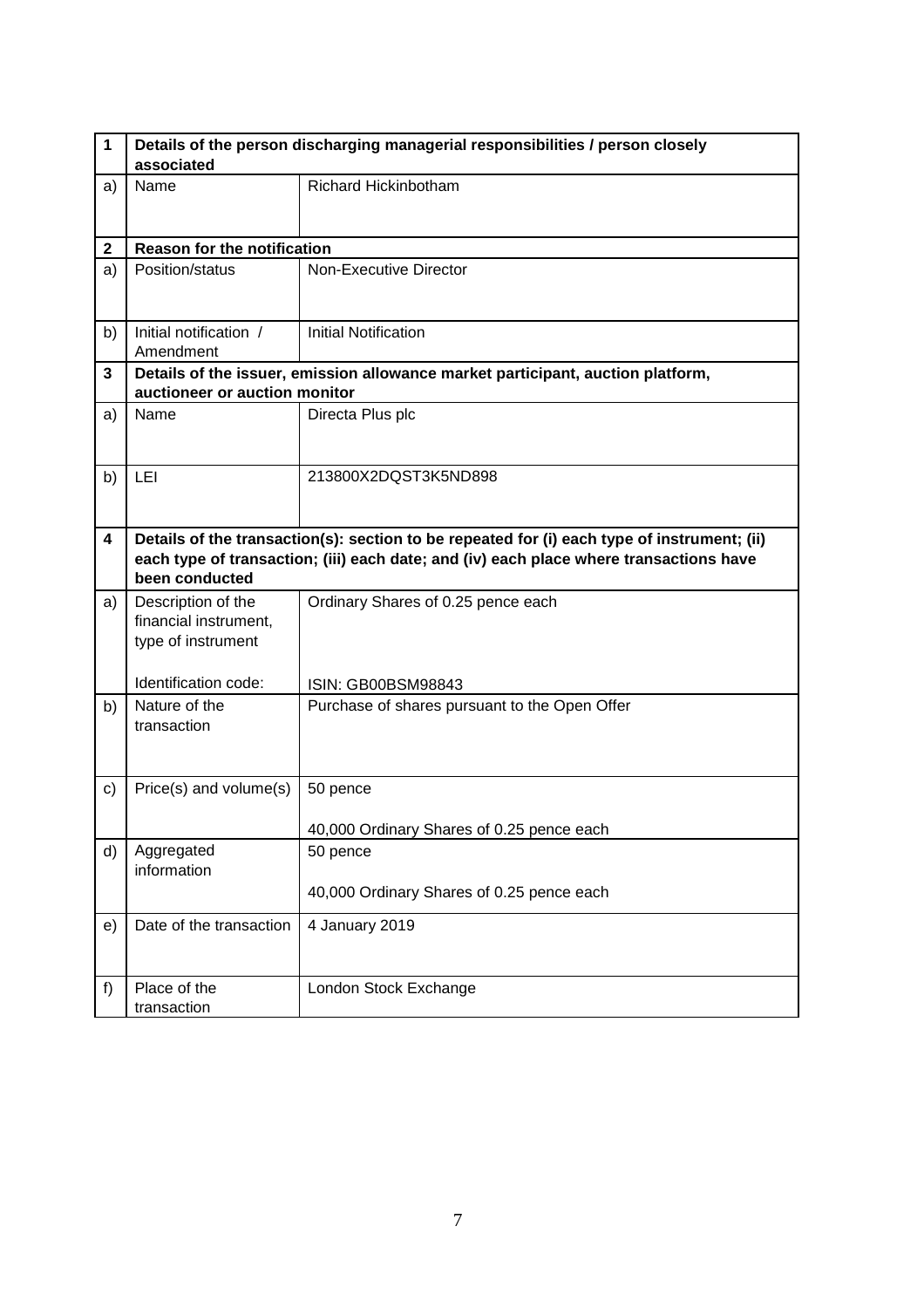| | | |
|---|---|---|
| **1** | **Details of the person discharging managerial responsibilities / person closely associated** | |
| a) | Name | Richard Hickinbotham |
| **2** | **Reason for the notification** | |
| a) | Position/status | Non-Executive Director |
| b) | Initial notification / Amendment | Initial Notification |
| **3** | **Details of the issuer, emission allowance market participant, auction platform, auctioneer or auction monitor** | |
| a) | Name | Directa Plus plc |
| b) | LEI | 213800X2DQST3K5ND898 |
| **4** | **Details of the transaction(s): section to be repeated for (i) each type of instrument; (ii) each type of transaction; (iii) each date; and (iv) each place where transactions have been conducted** | |
| a) | Description of the financial instrument, type of instrument<br><br>Identification code: | Ordinary Shares of 0.25 pence each<br><br>ISIN: GB00BSM98843 |
| b) | Nature of the transaction | Purchase of shares pursuant to the Open Offer |
| c) | Price(s) and volume(s) | 50 pence<br><br>40,000 Ordinary Shares of 0.25 pence each |
| d) | Aggregated information | 50 pence<br><br>40,000 Ordinary Shares of 0.25 pence each |
| e) | Date of the transaction | 4 January 2019 |
| f) | Place of the transaction | London Stock Exchange |